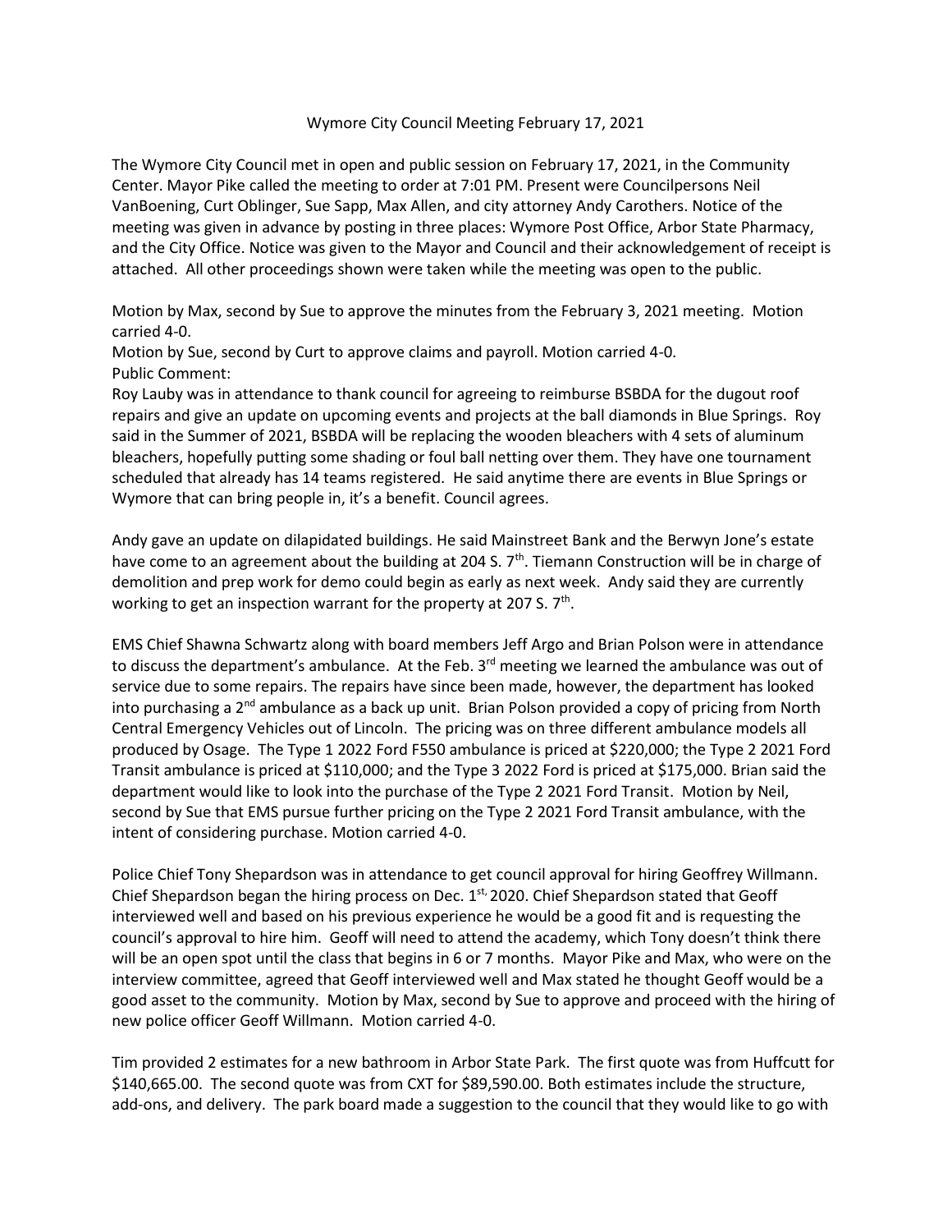Wymore City Council Meeting February 17, 2021

The Wymore City Council met in open and public session on February 17, 2021, in the Community Center. Mayor Pike called the meeting to order at 7:01 PM. Present were Councilpersons Neil VanBoening, Curt Oblinger, Sue Sapp, Max Allen, and city attorney Andy Carothers. Notice of the meeting was given in advance by posting in three places: Wymore Post Office, Arbor State Pharmacy, and the City Office. Notice was given to the Mayor and Council and their acknowledgement of receipt is attached. All other proceedings shown were taken while the meeting was open to the public.

Motion by Max, second by Sue to approve the minutes from the February 3, 2021 meeting. Motion carried 4-0.
Motion by Sue, second by Curt to approve claims and payroll. Motion carried 4-0.
Public Comment:
Roy Lauby was in attendance to thank council for agreeing to reimburse BSBDA for the dugout roof repairs and give an update on upcoming events and projects at the ball diamonds in Blue Springs. Roy said in the Summer of 2021, BSBDA will be replacing the wooden bleachers with 4 sets of aluminum bleachers, hopefully putting some shading or foul ball netting over them. They have one tournament scheduled that already has 14 teams registered. He said anytime there are events in Blue Springs or Wymore that can bring people in, it's a benefit. Council agrees.

Andy gave an update on dilapidated buildings. He said Mainstreet Bank and the Berwyn Jone's estate have come to an agreement about the building at 204 S. 7th. Tiemann Construction will be in charge of demolition and prep work for demo could begin as early as next week. Andy said they are currently working to get an inspection warrant for the property at 207 S. 7th.

EMS Chief Shawna Schwartz along with board members Jeff Argo and Brian Polson were in attendance to discuss the department's ambulance. At the Feb. 3rd meeting we learned the ambulance was out of service due to some repairs. The repairs have since been made, however, the department has looked into purchasing a 2nd ambulance as a back up unit. Brian Polson provided a copy of pricing from North Central Emergency Vehicles out of Lincoln. The pricing was on three different ambulance models all produced by Osage. The Type 1 2022 Ford F550 ambulance is priced at $220,000; the Type 2 2021 Ford Transit ambulance is priced at $110,000; and the Type 3 2022 Ford is priced at $175,000. Brian said the department would like to look into the purchase of the Type 2 2021 Ford Transit. Motion by Neil, second by Sue that EMS pursue further pricing on the Type 2 2021 Ford Transit ambulance, with the intent of considering purchase. Motion carried 4-0.

Police Chief Tony Shepardson was in attendance to get council approval for hiring Geoffrey Willmann. Chief Shepardson began the hiring process on Dec. 1st, 2020. Chief Shepardson stated that Geoff interviewed well and based on his previous experience he would be a good fit and is requesting the council's approval to hire him. Geoff will need to attend the academy, which Tony doesn't think there will be an open spot until the class that begins in 6 or 7 months. Mayor Pike and Max, who were on the interview committee, agreed that Geoff interviewed well and Max stated he thought Geoff would be a good asset to the community. Motion by Max, second by Sue to approve and proceed with the hiring of new police officer Geoff Willmann. Motion carried 4-0.

Tim provided 2 estimates for a new bathroom in Arbor State Park. The first quote was from Huffcutt for $140,665.00. The second quote was from CXT for $89,590.00. Both estimates include the structure, add-ons, and delivery. The park board made a suggestion to the council that they would like to go with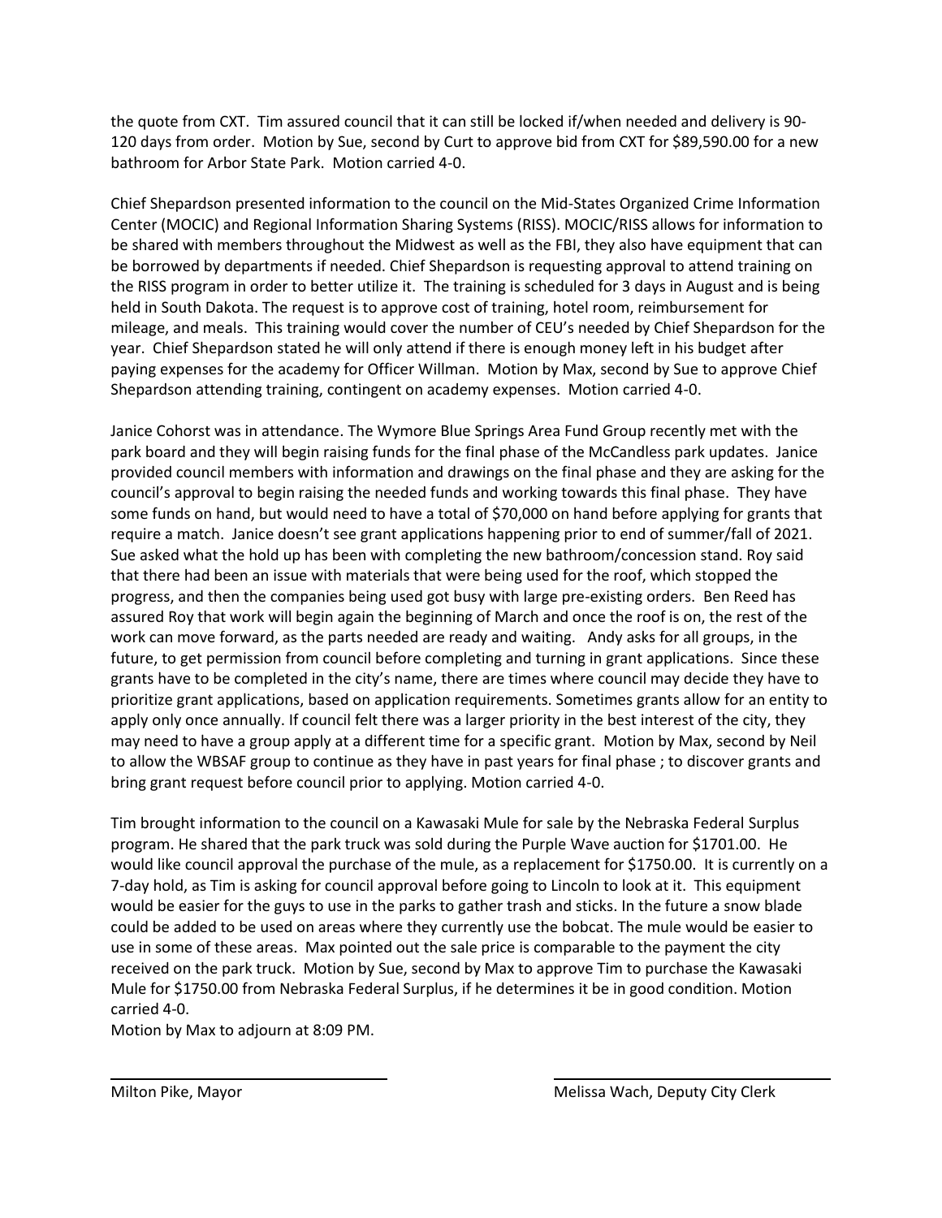the quote from CXT. Tim assured council that it can still be locked if/when needed and delivery is 90-120 days from order. Motion by Sue, second by Curt to approve bid from CXT for $89,590.00 for a new bathroom for Arbor State Park. Motion carried 4-0.

Chief Shepardson presented information to the council on the Mid-States Organized Crime Information Center (MOCIC) and Regional Information Sharing Systems (RISS). MOCIC/RISS allows for information to be shared with members throughout the Midwest as well as the FBI, they also have equipment that can be borrowed by departments if needed. Chief Shepardson is requesting approval to attend training on the RISS program in order to better utilize it. The training is scheduled for 3 days in August and is being held in South Dakota. The request is to approve cost of training, hotel room, reimbursement for mileage, and meals. This training would cover the number of CEU's needed by Chief Shepardson for the year. Chief Shepardson stated he will only attend if there is enough money left in his budget after paying expenses for the academy for Officer Willman. Motion by Max, second by Sue to approve Chief Shepardson attending training, contingent on academy expenses. Motion carried 4-0.

Janice Cohorst was in attendance. The Wymore Blue Springs Area Fund Group recently met with the park board and they will begin raising funds for the final phase of the McCandless park updates. Janice provided council members with information and drawings on the final phase and they are asking for the council's approval to begin raising the needed funds and working towards this final phase. They have some funds on hand, but would need to have a total of $70,000 on hand before applying for grants that require a match. Janice doesn't see grant applications happening prior to end of summer/fall of 2021. Sue asked what the hold up has been with completing the new bathroom/concession stand. Roy said that there had been an issue with materials that were being used for the roof, which stopped the progress, and then the companies being used got busy with large pre-existing orders. Ben Reed has assured Roy that work will begin again the beginning of March and once the roof is on, the rest of the work can move forward, as the parts needed are ready and waiting. Andy asks for all groups, in the future, to get permission from council before completing and turning in grant applications. Since these grants have to be completed in the city's name, there are times where council may decide they have to prioritize grant applications, based on application requirements. Sometimes grants allow for an entity to apply only once annually. If council felt there was a larger priority in the best interest of the city, they may need to have a group apply at a different time for a specific grant. Motion by Max, second by Neil to allow the WBSAF group to continue as they have in past years for final phase ; to discover grants and bring grant request before council prior to applying. Motion carried 4-0.

Tim brought information to the council on a Kawasaki Mule for sale by the Nebraska Federal Surplus program. He shared that the park truck was sold during the Purple Wave auction for $1701.00. He would like council approval the purchase of the mule, as a replacement for $1750.00. It is currently on a 7-day hold, as Tim is asking for council approval before going to Lincoln to look at it. This equipment would be easier for the guys to use in the parks to gather trash and sticks. In the future a snow blade could be added to be used on areas where they currently use the bobcat. The mule would be easier to use in some of these areas. Max pointed out the sale price is comparable to the payment the city received on the park truck. Motion by Sue, second by Max to approve Tim to purchase the Kawasaki Mule for $1750.00 from Nebraska Federal Surplus, if he determines it be in good condition. Motion carried 4-0.

Motion by Max to adjourn at 8:09 PM.

Milton Pike, Mayor

Melissa Wach, Deputy City Clerk